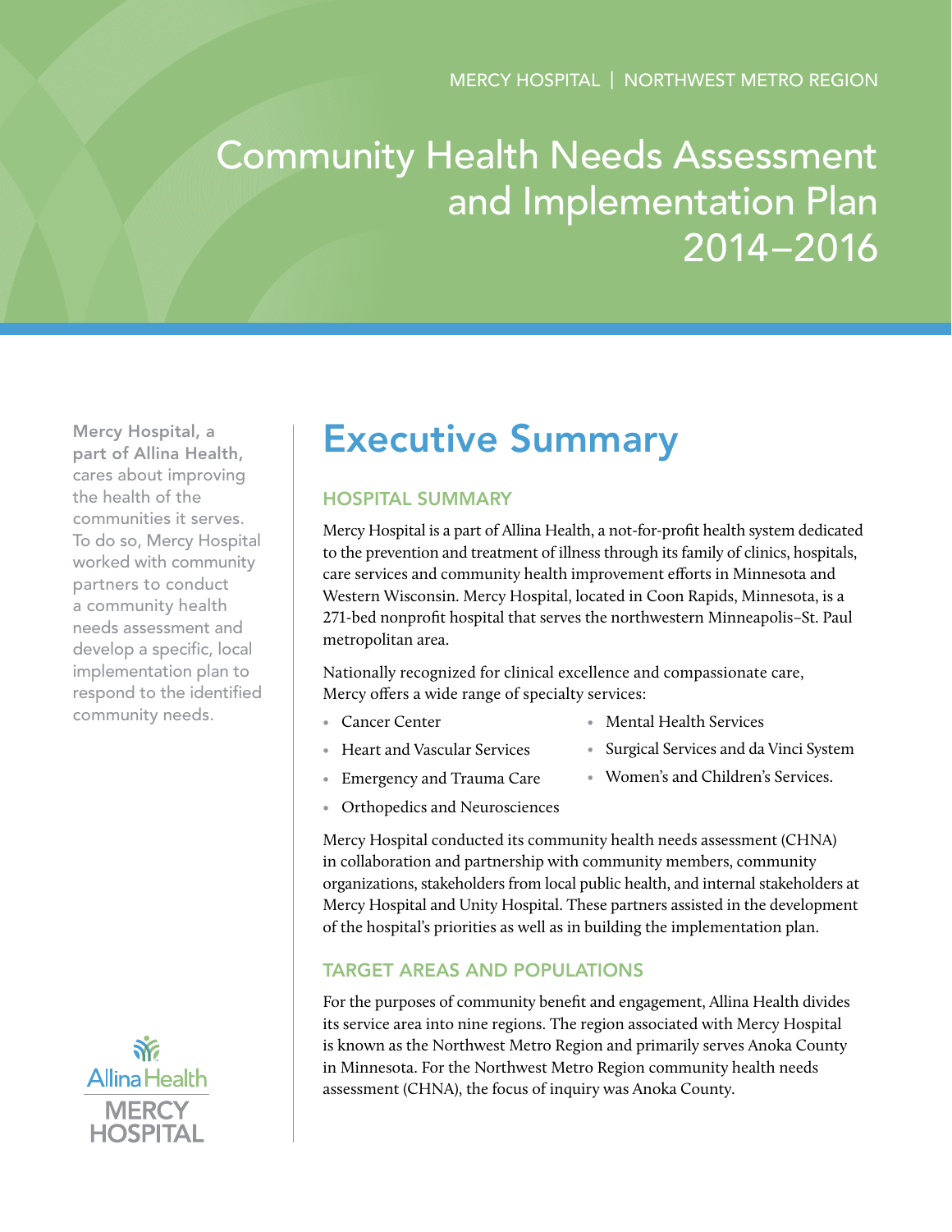MERCY HOSPITAL | NORTHWEST METRO REGION

# Community Health Needs Assessment and Implementation Plan 2014–2016

**Mercy Hospital, a part of Allina Health,** cares about improving the health of the communities it serves. To do so, Mercy Hospital worked with community partners to conduct a community health needs assessment and develop a specific, local implementation plan to respond to the identified community needs.

## Executive Summary

### HOSPITAL SUMMARY

Mercy Hospital is a part of Allina Health, a not-for-profit health system dedicated to the prevention and treatment of illness through its family of clinics, hospitals, care services and community health improvement efforts in Minnesota and Western Wisconsin. Mercy Hospital, located in Coon Rapids, Minnesota, is a 271-bed nonprofit hospital that serves the northwestern Minneapolis–St. Paul metropolitan area.

Nationally recognized for clinical excellence and compassionate care, Mercy offers a wide range of specialty services:

- Cancer Center
- Heart and Vascular Services
- Emergency and Trauma Care
- Orthopedics and Neurosciences
- Mental Health Services
- Surgical Services and da Vinci System
- Women's and Children's Services.

Mercy Hospital conducted its community health needs assessment (CHNA) in collaboration and partnership with community members, community organizations, stakeholders from local public health, and internal stakeholders at Mercy Hospital and Unity Hospital. These partners assisted in the development of the hospital's priorities as well as in building the implementation plan.

### TARGET AREAS AND POPULATIONS

For the purposes of community benefit and engagement, Allina Health divides its service area into nine regions. The region associated with Mercy Hospital is known as the Northwest Metro Region and primarily serves Anoka County in Minnesota. For the Northwest Metro Region community health needs assessment (CHNA), the focus of inquiry was Anoka County.

Allina Health
MERCY HOSPITAL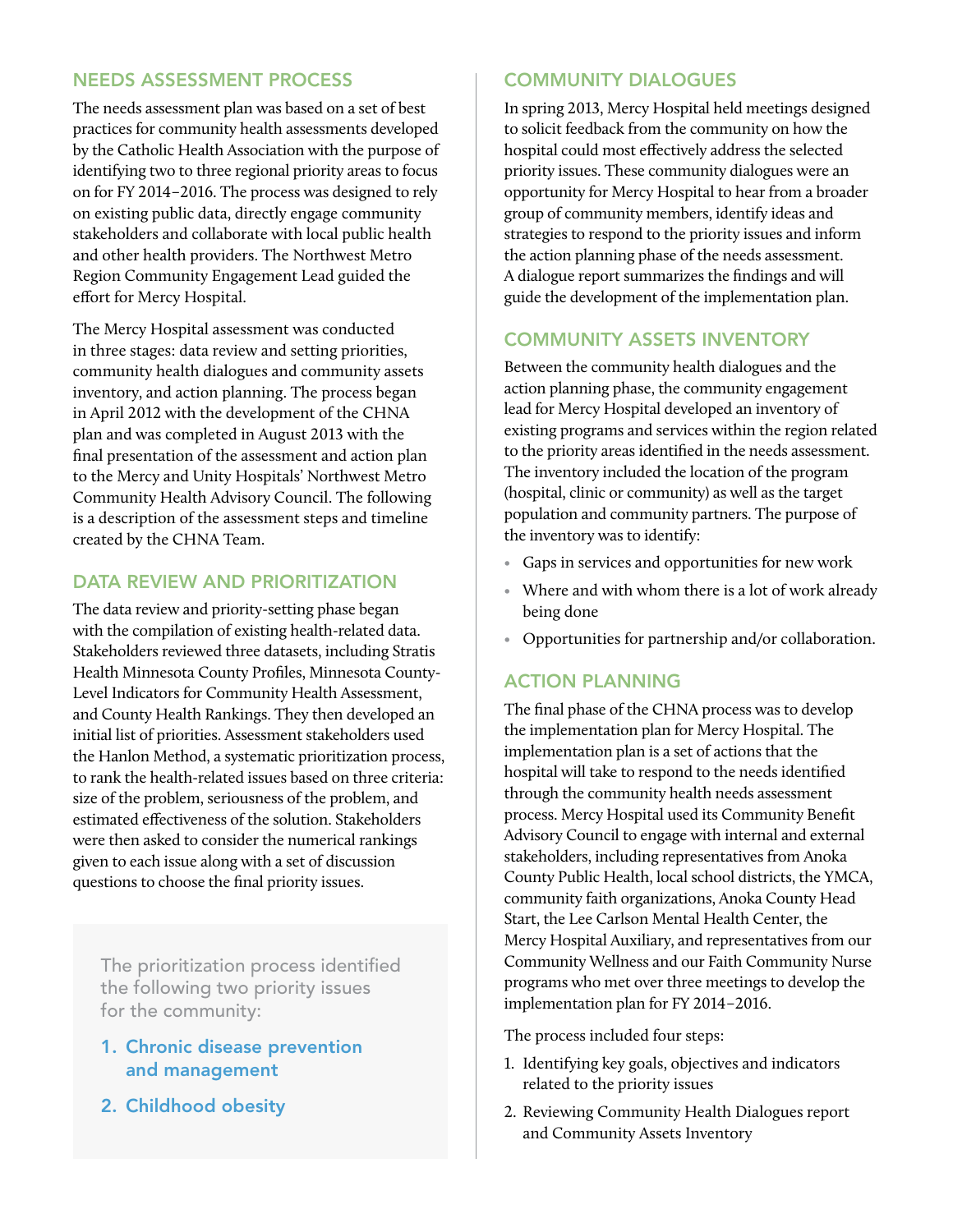## NEEDS ASSESSMENT PROCESS

The needs assessment plan was based on a set of best practices for community health assessments developed by the Catholic Health Association with the purpose of identifying two to three regional priority areas to focus on for FY 2014–2016. The process was designed to rely on existing public data, directly engage community stakeholders and collaborate with local public health and other health providers. The Northwest Metro Region Community Engagement Lead guided the effort for Mercy Hospital.

The Mercy Hospital assessment was conducted in three stages: data review and setting priorities, community health dialogues and community assets inventory, and action planning. The process began in April 2012 with the development of the CHNA plan and was completed in August 2013 with the final presentation of the assessment and action plan to the Mercy and Unity Hospitals' Northwest Metro Community Health Advisory Council. The following is a description of the assessment steps and timeline created by the CHNA Team.

## DATA REVIEW AND PRIORITIZATION

The data review and priority-setting phase began with the compilation of existing health-related data. Stakeholders reviewed three datasets, including Stratis Health Minnesota County Profiles, Minnesota County-Level Indicators for Community Health Assessment, and County Health Rankings. They then developed an initial list of priorities. Assessment stakeholders used the Hanlon Method, a systematic prioritization process, to rank the health-related issues based on three criteria: size of the problem, seriousness of the problem, and estimated effectiveness of the solution. Stakeholders were then asked to consider the numerical rankings given to each issue along with a set of discussion questions to choose the final priority issues.

The prioritization process identified the following two priority issues for the community:

1. **Chronic disease prevention and management**
2. **Childhood obesity**

## COMMUNITY DIALOGUES

In spring 2013, Mercy Hospital held meetings designed to solicit feedback from the community on how the hospital could most effectively address the selected priority issues. These community dialogues were an opportunity for Mercy Hospital to hear from a broader group of community members, identify ideas and strategies to respond to the priority issues and inform the action planning phase of the needs assessment. A dialogue report summarizes the findings and will guide the development of the implementation plan.

## COMMUNITY ASSETS INVENTORY

Between the community health dialogues and the action planning phase, the community engagement lead for Mercy Hospital developed an inventory of existing programs and services within the region related to the priority areas identified in the needs assessment. The inventory included the location of the program (hospital, clinic or community) as well as the target population and community partners. The purpose of the inventory was to identify:

- Gaps in services and opportunities for new work
- Where and with whom there is a lot of work already being done
- Opportunities for partnership and/or collaboration.

## ACTION PLANNING

The final phase of the CHNA process was to develop the implementation plan for Mercy Hospital. The implementation plan is a set of actions that the hospital will take to respond to the needs identified through the community health needs assessment process. Mercy Hospital used its Community Benefit Advisory Council to engage with internal and external stakeholders, including representatives from Anoka County Public Health, local school districts, the YMCA, community faith organizations, Anoka County Head Start, the Lee Carlson Mental Health Center, the Mercy Hospital Auxiliary, and representatives from our Community Wellness and our Faith Community Nurse programs who met over three meetings to develop the implementation plan for FY 2014–2016.

The process included four steps:

1. Identifying key goals, objectives and indicators related to the priority issues
2. Reviewing Community Health Dialogues report and Community Assets Inventory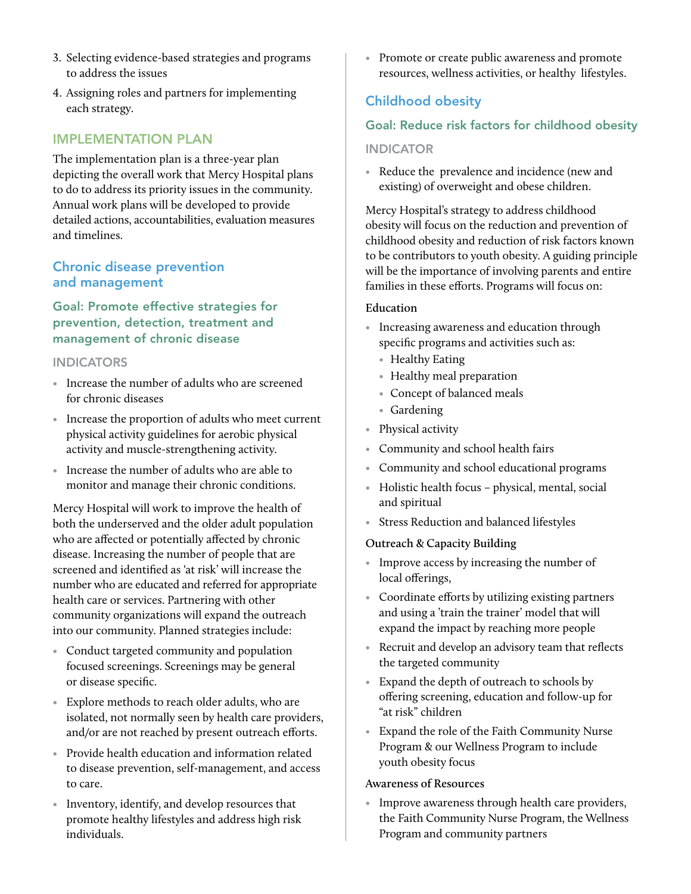3. Selecting evidence-based strategies and programs to address the issues
4. Assigning roles and partners for implementing each strategy.

## IMPLEMENTATION PLAN

The implementation plan is a three-year plan depicting the overall work that Mercy Hospital plans to do to address its priority issues in the community. Annual work plans will be developed to provide detailed actions, accountabilities, evaluation measures and timelines.

### Chronic disease prevention and management

#### Goal: Promote effective strategies for prevention, detection, treatment and management of chronic disease

##### INDICATORS

- Increase the number of adults who are screened for chronic diseases
- Increase the proportion of adults who meet current physical activity guidelines for aerobic physical activity and muscle-strengthening activity.
- Increase the number of adults who are able to monitor and manage their chronic conditions.

Mercy Hospital will work to improve the health of both the underserved and the older adult population who are affected or potentially affected by chronic disease. Increasing the number of people that are screened and identified as 'at risk' will increase the number who are educated and referred for appropriate health care or services. Partnering with other community organizations will expand the outreach into our community. Planned strategies include:

- Conduct targeted community and population focused screenings. Screenings may be general or disease specific.
- Explore methods to reach older adults, who are isolated, not normally seen by health care providers, and/or are not reached by present outreach efforts.
- Provide health education and information related to disease prevention, self-management, and access to care.
- Inventory, identify, and develop resources that promote healthy lifestyles and address high risk individuals.
- Promote or create public awareness and promote resources, wellness activities, or healthy lifestyles.

### Childhood obesity

#### Goal: Reduce risk factors for childhood obesity

##### INDICATOR

- Reduce the prevalence and incidence (new and existing) of overweight and obese children.

Mercy Hospital's strategy to address childhood obesity will focus on the reduction and prevention of childhood obesity and reduction of risk factors known to be contributors to youth obesity. A guiding principle will be the importance of involving parents and entire families in these efforts. Programs will focus on:

**Education**

- Increasing awareness and education through specific programs and activities such as:
  - Healthy Eating
  - Healthy meal preparation
  - Concept of balanced meals
  - Gardening
- Physical activity
- Community and school health fairs
- Community and school educational programs
- Holistic health focus – physical, mental, social and spiritual
- Stress Reduction and balanced lifestyles

**Outreach & Capacity Building**

- Improve access by increasing the number of local offerings,
- Coordinate efforts by utilizing existing partners and using a 'train the trainer' model that will expand the impact by reaching more people
- Recruit and develop an advisory team that reflects the targeted community
- Expand the depth of outreach to schools by offering screening, education and follow-up for "at risk" children
- Expand the role of the Faith Community Nurse Program & our Wellness Program to include youth obesity focus

**Awareness of Resources**

- Improve awareness through health care providers, the Faith Community Nurse Program, the Wellness Program and community partners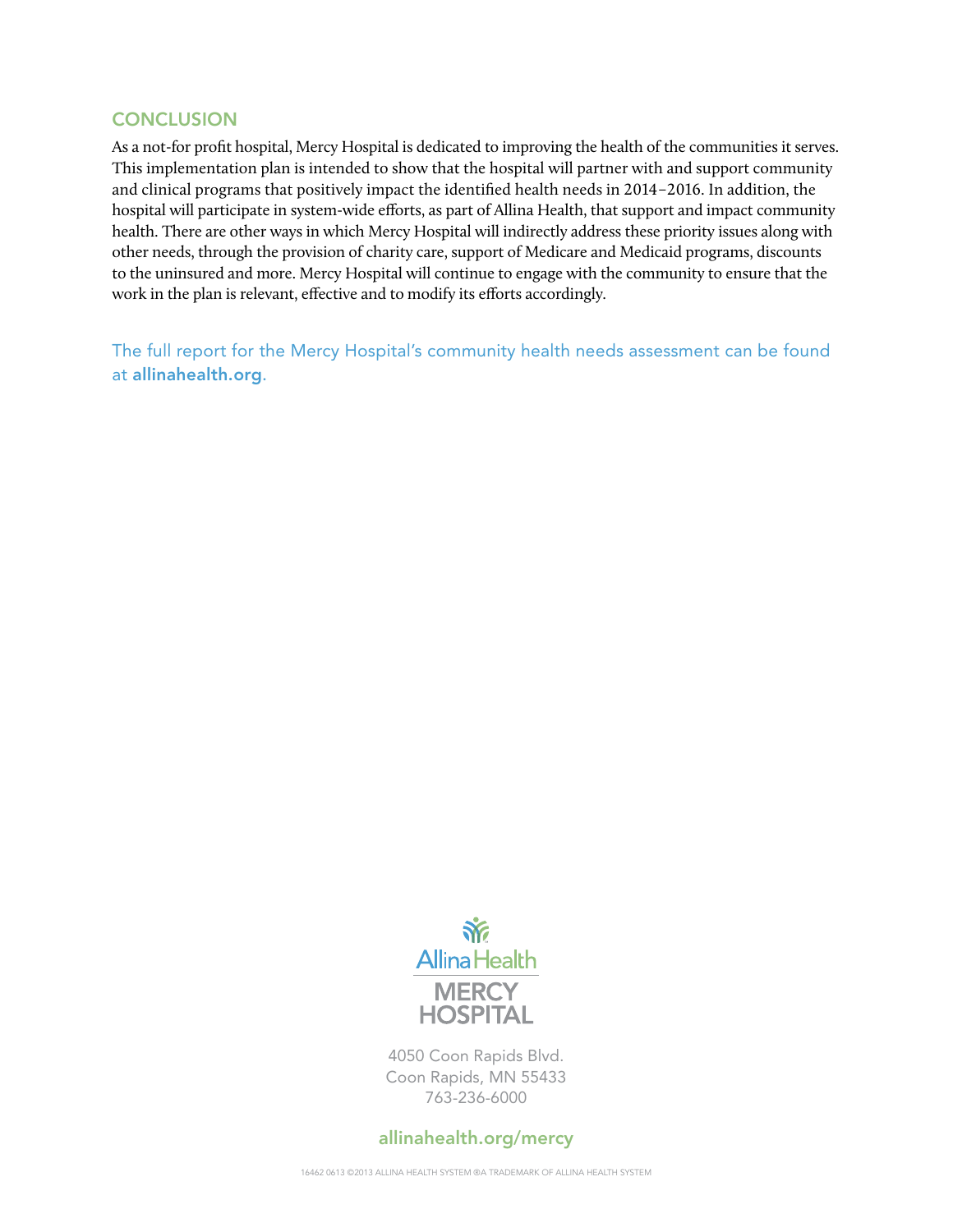## CONCLUSION

As a not-for profit hospital, Mercy Hospital is dedicated to improving the health of the communities it serves. This implementation plan is intended to show that the hospital will partner with and support community and clinical programs that positively impact the identified health needs in 2014–2016. In addition, the hospital will participate in system-wide efforts, as part of Allina Health, that support and impact community health. There are other ways in which Mercy Hospital will indirectly address these priority issues along with other needs, through the provision of charity care, support of Medicare and Medicaid programs, discounts to the uninsured and more. Mercy Hospital will continue to engage with the community to ensure that the work in the plan is relevant, effective and to modify its efforts accordingly.

The full report for the Mercy Hospital's community health needs assessment can be found at **allinahealth.org**.

Allina Health

MERCY HOSPITAL

4050 Coon Rapids Blvd.
Coon Rapids, MN 55433
763-236-6000

**allinahealth.org/mercy**

16462 0613 ©2013 ALLINA HEALTH SYSTEM ®A TRADEMARK OF ALLINA HEALTH SYSTEM